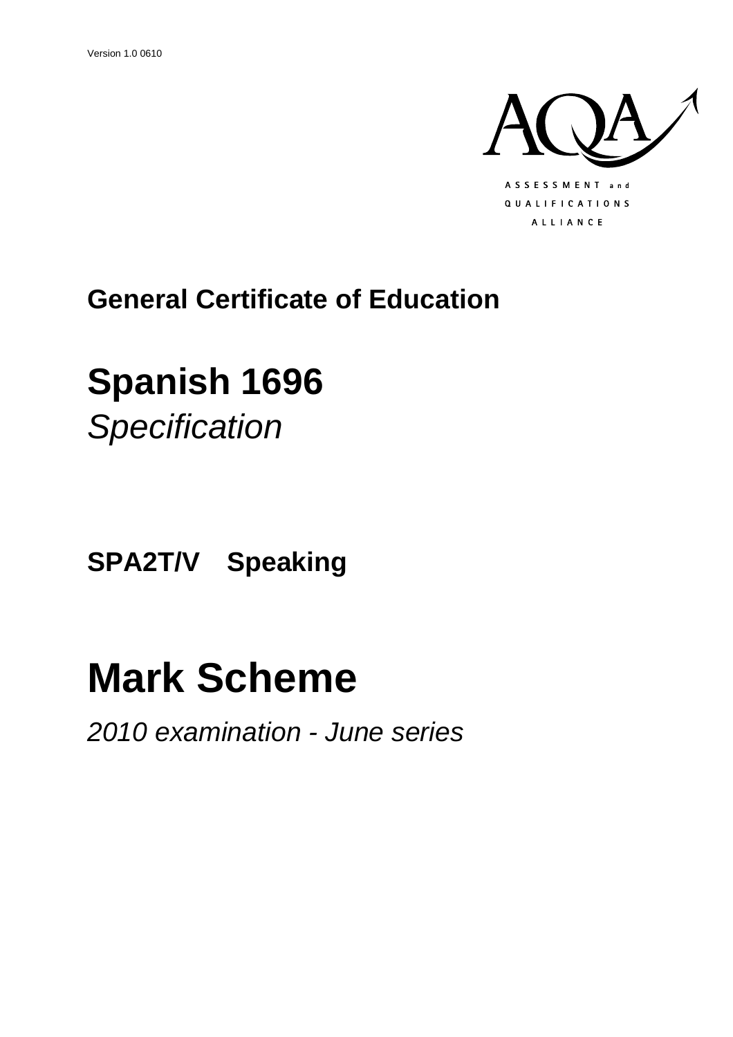Version 1.0 0610

AQA

ASSESSMENT and QUALIFICATIONS ALLIANCE

## General Certificate of Education

# Spanish 1696

*Specification*

## SPA2T/V Speaking

# Mark Scheme

*2010 examination - June series*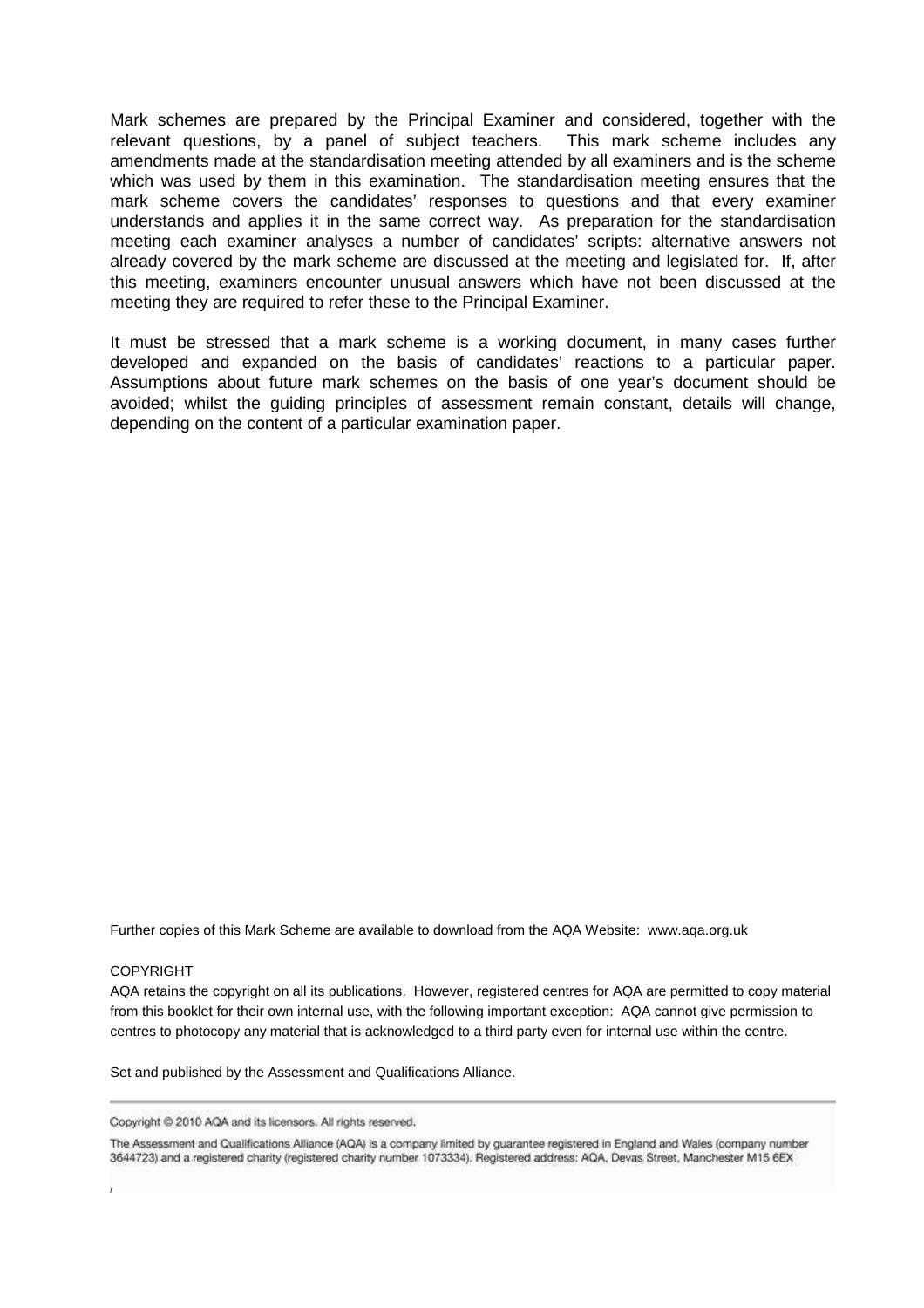Mark schemes are prepared by the Principal Examiner and considered, together with the relevant questions, by a panel of subject teachers. This mark scheme includes any amendments made at the standardisation meeting attended by all examiners and is the scheme which was used by them in this examination. The standardisation meeting ensures that the mark scheme covers the candidates' responses to questions and that every examiner understands and applies it in the same correct way. As preparation for the standardisation meeting each examiner analyses a number of candidates' scripts: alternative answers not already covered by the mark scheme are discussed at the meeting and legislated for. If, after this meeting, examiners encounter unusual answers which have not been discussed at the meeting they are required to refer these to the Principal Examiner.

It must be stressed that a mark scheme is a working document, in many cases further developed and expanded on the basis of candidates' reactions to a particular paper. Assumptions about future mark schemes on the basis of one year's document should be avoided; whilst the guiding principles of assessment remain constant, details will change, depending on the content of a particular examination paper.

Further copies of this Mark Scheme are available to download from the AQA Website: www.aqa.org.uk

COPYRIGHT

AQA retains the copyright on all its publications. However, registered centres for AQA are permitted to copy material from this booklet for their own internal use, with the following important exception: AQA cannot give permission to centres to photocopy any material that is acknowledged to a third party even for internal use within the centre.

Set and published by the Assessment and Qualifications Alliance.

Copyright © 2010 AQA and its licensors. All rights reserved.

The Assessment and Qualifications Alliance (AQA) is a company limited by guarantee registered in England and Wales (company number 3644723) and a registered charity (registered charity number 1073334). Registered address: AQA, Devas Street, Manchester M15 6EX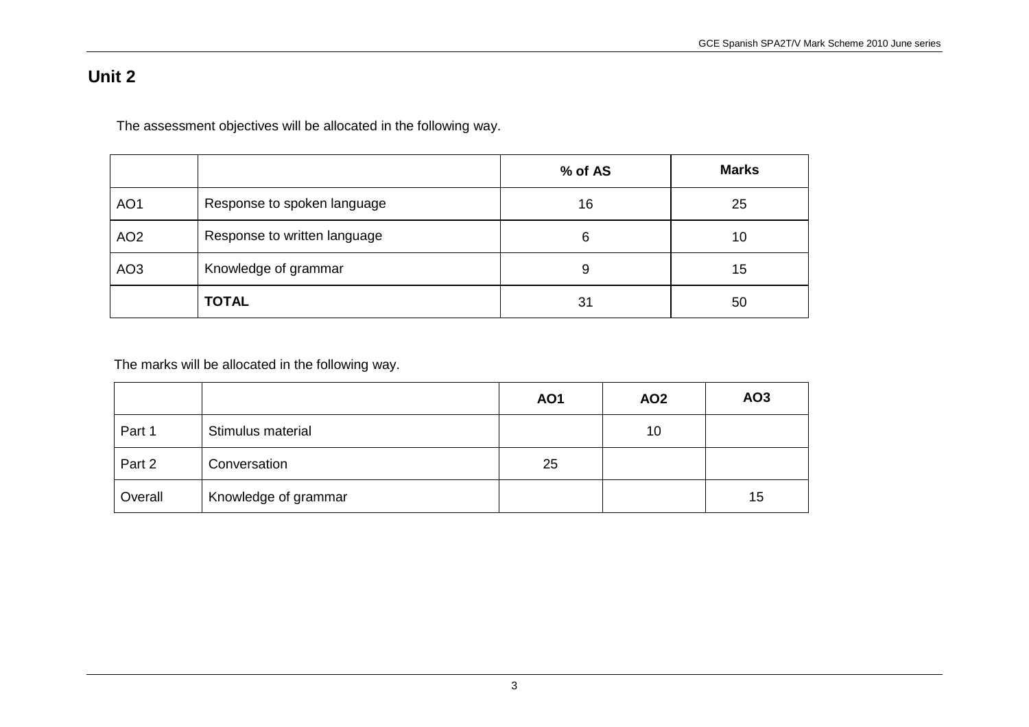## Unit 2

The assessment objectives will be allocated in the following way.

| | | % of AS | Marks |
|---|---|---|---|
| AO1 | Response to spoken language | 16 | 25 |
| AO2 | Response to written language | 6 | 10 |
| AO3 | Knowledge of grammar | 9 | 15 |
| | **TOTAL** | 31 | 50 |

The marks will be allocated in the following way.

| | | AO1 | AO2 | AO3 |
|---|---|---|---|---|
| Part 1 | Stimulus material | | 10 | |
| Part 2 | Conversation | 25 | | |
| Overall | Knowledge of grammar | | | 15 |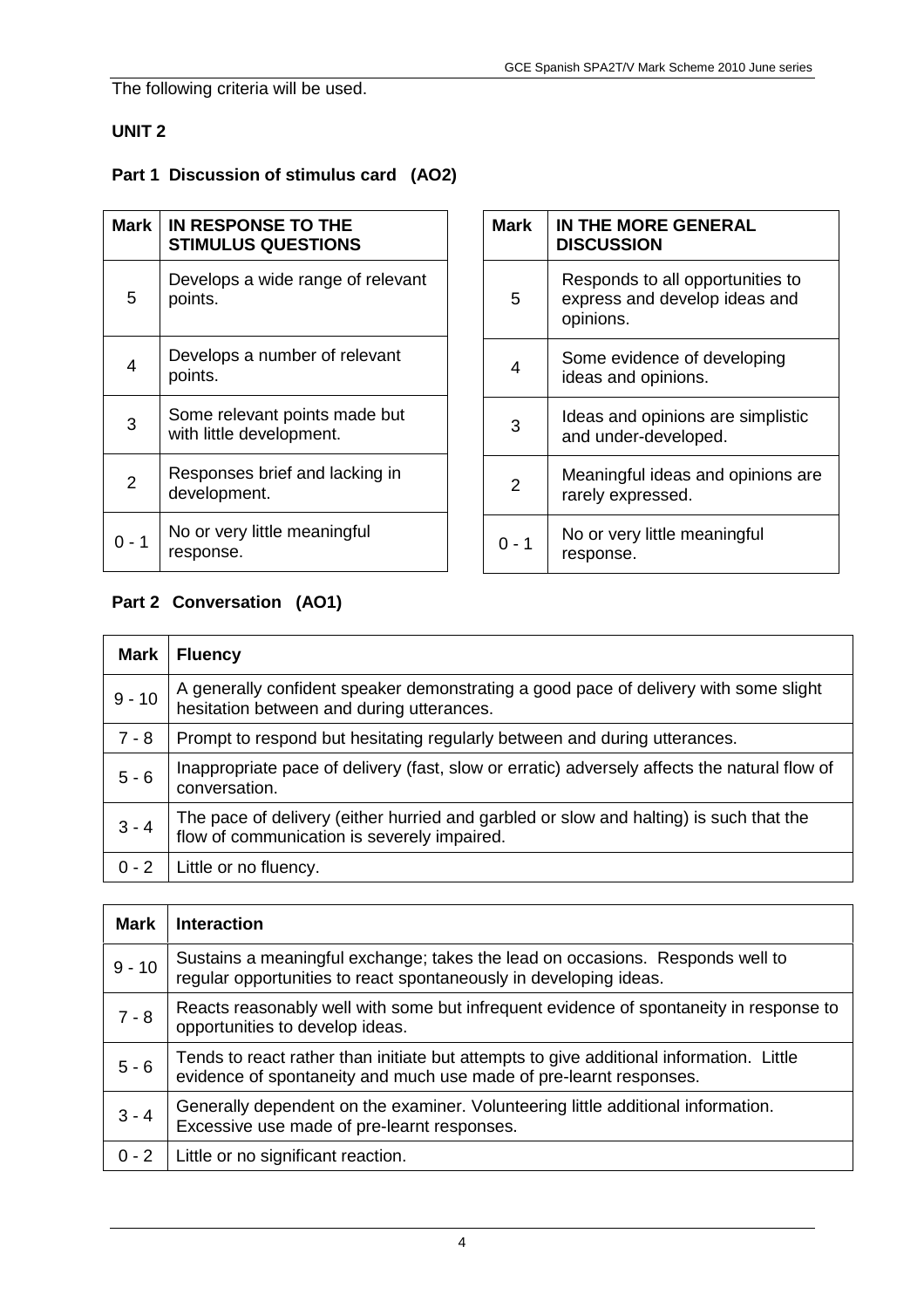The following criteria will be used.

**UNIT 2**

**Part 1 Discussion of stimulus card (AO2)**

| Mark | IN RESPONSE TO THE STIMULUS QUESTIONS |
|---|---|
| 5 | Develops a wide range of relevant points. |
| 4 | Develops a number of relevant points. |
| 3 | Some relevant points made but with little development. |
| 2 | Responses brief and lacking in development. |
| 0 - 1 | No or very little meaningful response. |

| Mark | IN THE MORE GENERAL DISCUSSION |
|---|---|
| 5 | Responds to all opportunities to express and develop ideas and opinions. |
| 4 | Some evidence of developing ideas and opinions. |
| 3 | Ideas and opinions are simplistic and under-developed. |
| 2 | Meaningful ideas and opinions are rarely expressed. |
| 0 - 1 | No or very little meaningful response. |

**Part 2 Conversation (AO1)**

| Mark | Fluency |
|---|---|
| 9 - 10 | A generally confident speaker demonstrating a good pace of delivery with some slight hesitation between and during utterances. |
| 7 - 8 | Prompt to respond but hesitating regularly between and during utterances. |
| 5 - 6 | Inappropriate pace of delivery (fast, slow or erratic) adversely affects the natural flow of conversation. |
| 3 - 4 | The pace of delivery (either hurried and garbled or slow and halting) is such that the flow of communication is severely impaired. |
| 0 - 2 | Little or no fluency. |

| Mark | Interaction |
|---|---|
| 9 - 10 | Sustains a meaningful exchange; takes the lead on occasions. Responds well to regular opportunities to react spontaneously in developing ideas. |
| 7 - 8 | Reacts reasonably well with some but infrequent evidence of spontaneity in response to opportunities to develop ideas. |
| 5 - 6 | Tends to react rather than initiate but attempts to give additional information. Little evidence of spontaneity and much use made of pre-learnt responses. |
| 3 - 4 | Generally dependent on the examiner. Volunteering little additional information. Excessive use made of pre-learnt responses. |
| 0 - 2 | Little or no significant reaction. |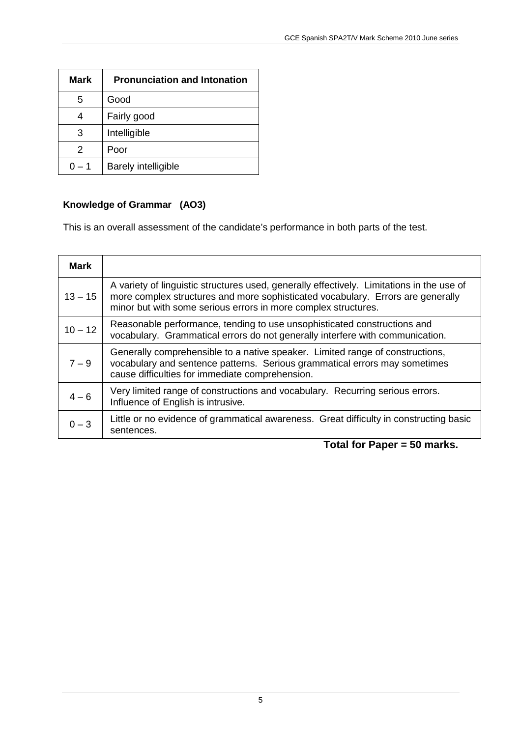| Mark | Pronunciation and Intonation |
|---|---|
| 5 | Good |
| 4 | Fairly good |
| 3 | Intelligible |
| 2 | Poor |
| 0 – 1 | Barely intelligible |

**Knowledge of Grammar (AO3)**

This is an overall assessment of the candidate's performance in both parts of the test.

| Mark | |
|---|---|
| 13 – 15 | A variety of linguistic structures used, generally effectively. Limitations in the use of more complex structures and more sophisticated vocabulary. Errors are generally minor but with some serious errors in more complex structures. |
| 10 – 12 | Reasonable performance, tending to use unsophisticated constructions and vocabulary. Grammatical errors do not generally interfere with communication. |
| 7 – 9 | Generally comprehensible to a native speaker. Limited range of constructions, vocabulary and sentence patterns. Serious grammatical errors may sometimes cause difficulties for immediate comprehension. |
| 4 – 6 | Very limited range of constructions and vocabulary. Recurring serious errors. Influence of English is intrusive. |
| 0 – 3 | Little or no evidence of grammatical awareness. Great difficulty in constructing basic sentences. |

**Total for Paper = 50 marks.**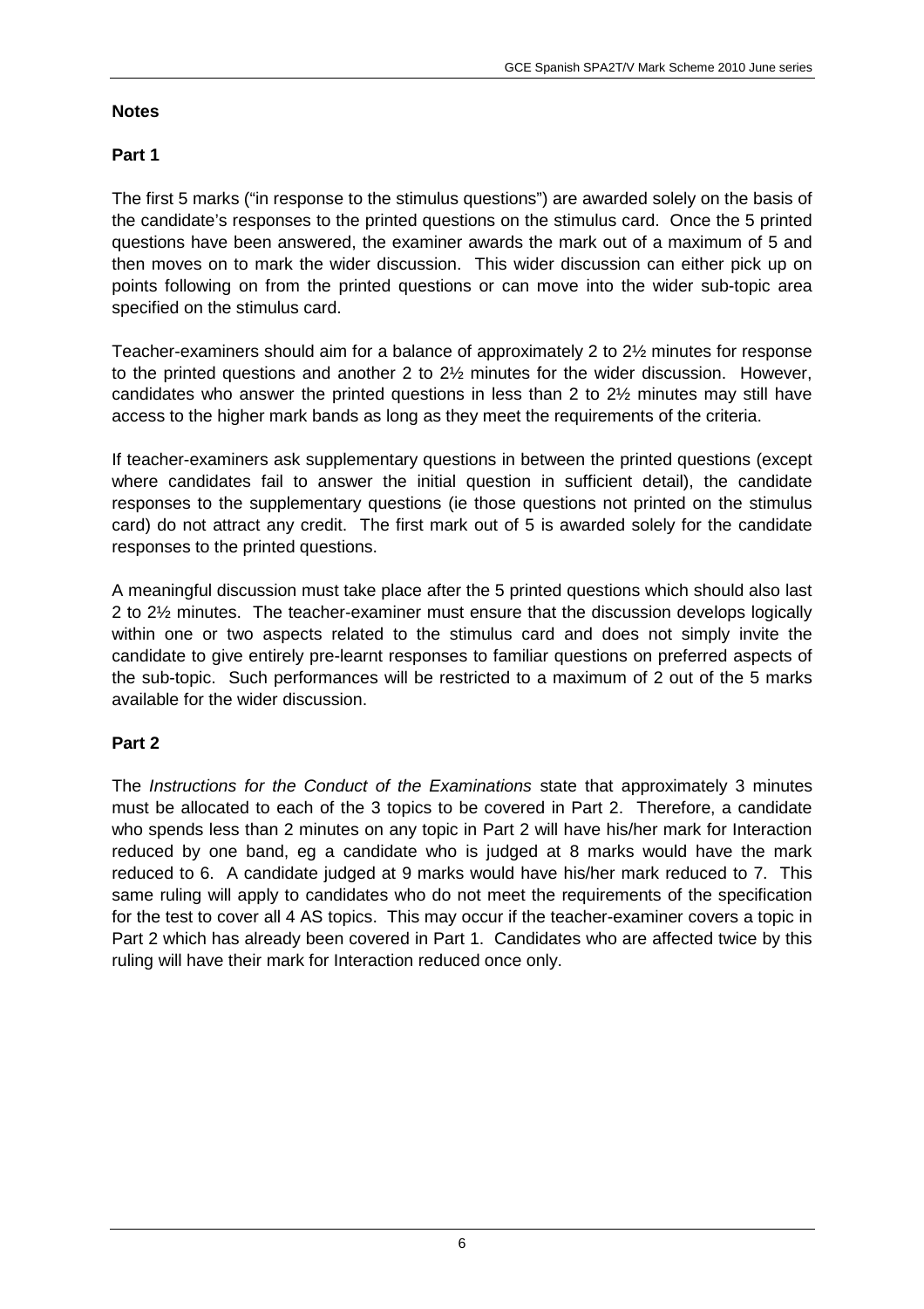## Notes

### Part 1

The first 5 marks ("in response to the stimulus questions") are awarded solely on the basis of the candidate's responses to the printed questions on the stimulus card. Once the 5 printed questions have been answered, the examiner awards the mark out of a maximum of 5 and then moves on to mark the wider discussion. This wider discussion can either pick up on points following on from the printed questions or can move into the wider sub-topic area specified on the stimulus card.

Teacher-examiners should aim for a balance of approximately 2 to 2½ minutes for response to the printed questions and another 2 to 2½ minutes for the wider discussion. However, candidates who answer the printed questions in less than 2 to 2½ minutes may still have access to the higher mark bands as long as they meet the requirements of the criteria.

If teacher-examiners ask supplementary questions in between the printed questions (except where candidates fail to answer the initial question in sufficient detail), the candidate responses to the supplementary questions (ie those questions not printed on the stimulus card) do not attract any credit. The first mark out of 5 is awarded solely for the candidate responses to the printed questions.

A meaningful discussion must take place after the 5 printed questions which should also last 2 to 2½ minutes. The teacher-examiner must ensure that the discussion develops logically within one or two aspects related to the stimulus card and does not simply invite the candidate to give entirely pre-learnt responses to familiar questions on preferred aspects of the sub-topic. Such performances will be restricted to a maximum of 2 out of the 5 marks available for the wider discussion.

### Part 2

The *Instructions for the Conduct of the Examinations* state that approximately 3 minutes must be allocated to each of the 3 topics to be covered in Part 2. Therefore, a candidate who spends less than 2 minutes on any topic in Part 2 will have his/her mark for Interaction reduced by one band, eg a candidate who is judged at 8 marks would have the mark reduced to 6. A candidate judged at 9 marks would have his/her mark reduced to 7. This same ruling will apply to candidates who do not meet the requirements of the specification for the test to cover all 4 AS topics. This may occur if the teacher-examiner covers a topic in Part 2 which has already been covered in Part 1. Candidates who are affected twice by this ruling will have their mark for Interaction reduced once only.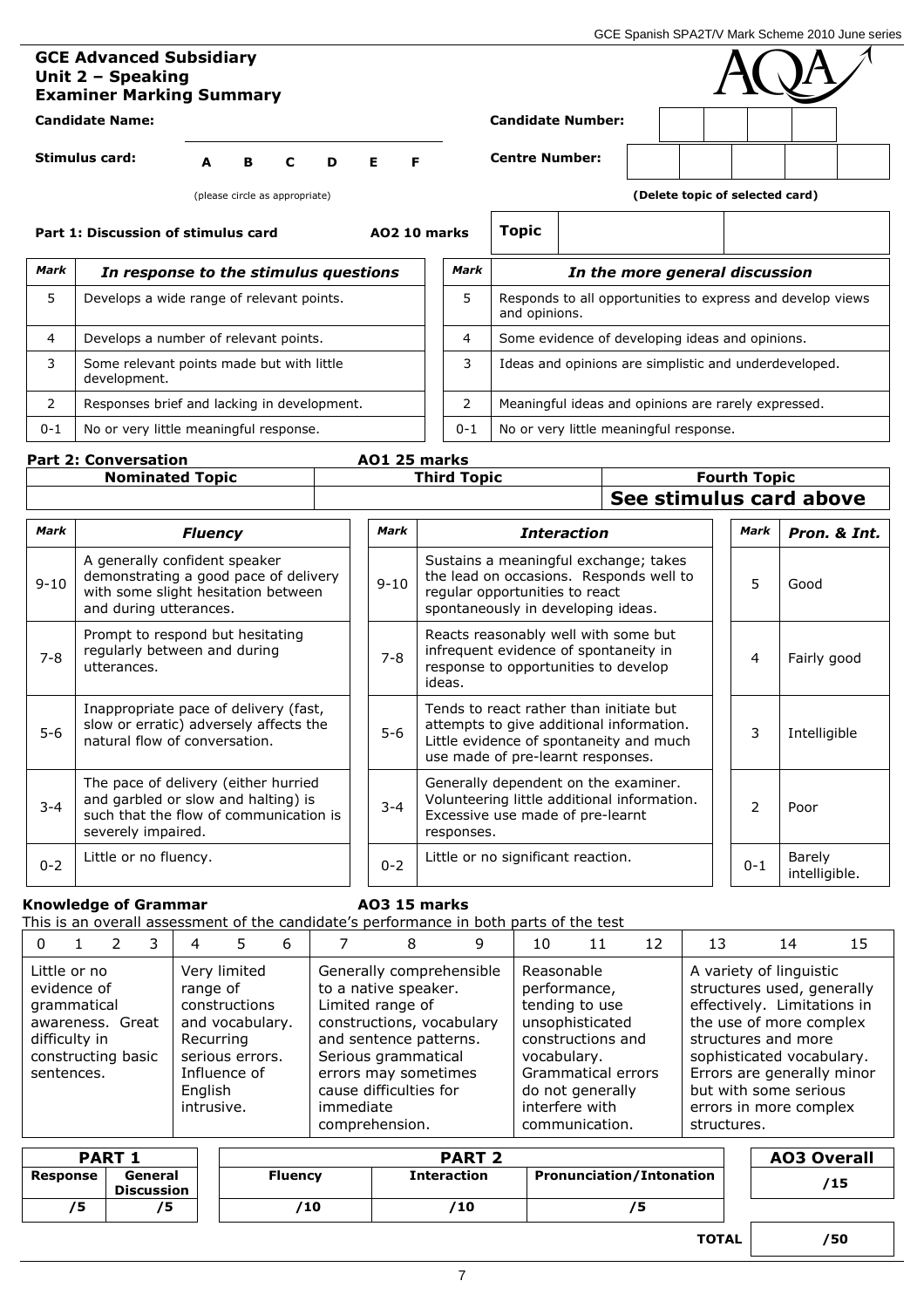# GCE Advanced Subsidiary
## Unit 2 – Speaking
## Examiner Marking Summary

AQA

**Candidate Name:**

**Candidate Number:** | | | | |

**Stimulus card:** A B C D E F

(please circle as appropriate)

**Centre Number:** | | | | | |

**(Delete topic of selected card)**

**Part 1: Discussion of stimulus card** **AO2 10 marks**

**Topic**

| *Mark* | *In response to the stimulus questions* |
|---|---|
| 5 | Develops a wide range of relevant points. |
| 4 | Develops a number of relevant points. |
| 3 | Some relevant points made but with little development. |
| 2 | Responses brief and lacking in development. |
| 0-1 | No or very little meaningful response. |

| *Mark* | *In the more general discussion* |
|---|---|
| 5 | Responds to all opportunities to express and develop views and opinions. |
| 4 | Some evidence of developing ideas and opinions. |
| 3 | Ideas and opinions are simplistic and underdeveloped. |
| 2 | Meaningful ideas and opinions are rarely expressed. |
| 0-1 | No or very little meaningful response. |

**Part 2: Conversation** **AO1 25 marks**

| Nominated Topic | Third Topic | Fourth Topic |
|---|---|---|
| | | **See stimulus card above** |

| *Mark* | *Fluency* |
|---|---|
| 9-10 | A generally confident speaker demonstrating a good pace of delivery with some slight hesitation between and during utterances. |
| 7-8 | Prompt to respond but hesitating regularly between and during utterances. |
| 5-6 | Inappropriate pace of delivery (fast, slow or erratic) adversely affects the natural flow of conversation. |
| 3-4 | The pace of delivery (either hurried and garbled or slow and halting) is such that the flow of communication is severely impaired. |
| 0-2 | Little or no fluency. |

| *Mark* | *Interaction* |
|---|---|
| 9-10 | Sustains a meaningful exchange; takes the lead on occasions. Responds well to regular opportunities to react spontaneously in developing ideas. |
| 7-8 | Reacts reasonably well with some but infrequent evidence of spontaneity in response to opportunities to develop ideas. |
| 5-6 | Tends to react rather than initiate but attempts to give additional information. Little evidence of spontaneity and much use made of pre-learnt responses. |
| 3-4 | Generally dependent on the examiner. Volunteering little additional information. Excessive use made of pre-learnt responses. |
| 0-2 | Little or no significant reaction. |

| *Mark* | *Pron. & Int.* |
|---|---|
| 5 | Good |
| 4 | Fairly good |
| 3 | Intelligible |
| 2 | Poor |
| 0-1 | Barely intelligible. |

**Knowledge of Grammar** **AO3 15 marks**

This is an overall assessment of the candidate's performance in both parts of the test

| 0 1 2 3 | 4 5 6 | 7 8 9 | 10 11 12 | 13 14 15 |
|---|---|---|---|---|
| Little or no evidence of grammatical awareness. Great difficulty in constructing basic sentences. | Very limited range of constructions and vocabulary. Recurring serious errors. Influence of English intrusive. | Generally comprehensible to a native speaker. Limited range of constructions, vocabulary and sentence patterns. Serious grammatical errors may sometimes cause difficulties for immediate comprehension. | Reasonable performance, tending to use unsophisticated constructions and vocabulary. Grammatical errors do not generally interfere with communication. | A variety of linguistic structures used, generally effectively. Limitations in the use of more complex structures and more sophisticated vocabulary. Errors are generally minor but with some serious errors in more complex structures. |

| **PART 1** | |
|---|---|
| **Response** | **General Discussion** |
| **/5** | **/5** |

| **PART 2** | | |
|---|---|---|
| **Fluency** | **Interaction** | **Pronunciation/Intonation** |
| **/10** | **/10** | **/5** |

| **AO3 Overall** |
|---|
| **/15** |

**TOTAL** **/50**